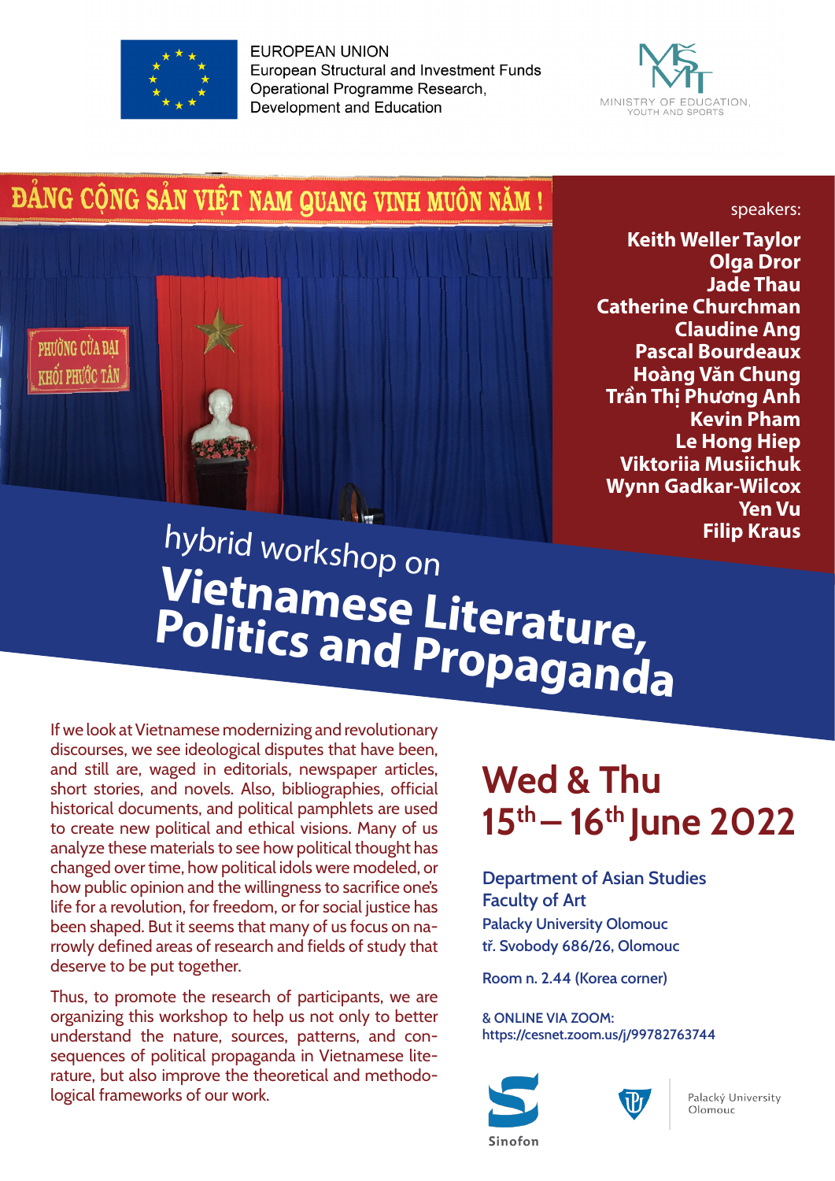EUROPEAN UNION
European Structural and Investment Funds
Operational Programme Research, Development and Education

MINISTRY OF EDUCATION, YOUTH AND SPORTS

ĐẢNG CỘNG SẢN VIỆT NAM QUANG VINH MUÔN NĂM !

PHƯỜNG CỬA ĐẠI
KHỐI PHƯỚC TÂN

speakers:

**Keith Weller Taylor**
**Olga Dror**
**Jade Thau**
**Catherine Churchman**
**Claudine Ang**
**Pascal Bourdeaux**
**Hoàng Văn Chung**
**Trần Thị Phương Anh**
**Kevin Pham**
**Le Hong Hiep**
**Viktoriia Musiichuk**
**Wynn Gadkar-Wilcox**
**Yen Vu**
**Filip Kraus**

hybrid workshop on

# Vietnamese Literature, Politics and Propaganda

If we look at Vietnamese modernizing and revolutionary discourses, we see ideological disputes that have been, and still are, waged in editorials, newspaper articles, short stories, and novels. Also, bibliographies, official historical documents, and political pamphlets are used to create new political and ethical visions. Many of us analyze these materials to see how political thought has changed over time, how political idols were modeled, or how public opinion and the willingness to sacrifice one's life for a revolution, for freedom, or for social justice has been shaped. But it seems that many of us focus on narrowly defined areas of research and fields of study that deserve to be put together.

Thus, to promote the research of participants, we are organizing this workshop to help us not only to better understand the nature, sources, patterns, and consequences of political propaganda in Vietnamese literature, but also improve the theoretical and methodological frameworks of our work.

## Wed & Thu 15th – 16th June 2022

Department of Asian Studies
Faculty of Art
Palacky University Olomouc
tř. Svobody 686/26, Olomouc

Room n. 2.44 (Korea corner)

& ONLINE VIA ZOOM:
https://cesnet.zoom.us/j/99782763744

Sinofon

Palacký University Olomouc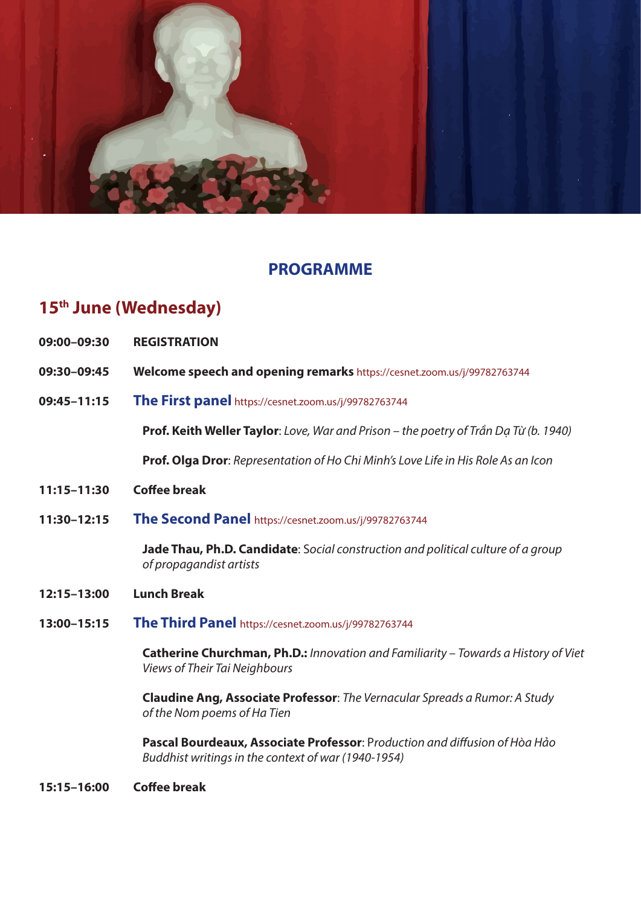## PROGRAMME

### 15th June (Wednesday)

**09:00–09:30** **REGISTRATION**

**09:30–09:45** **Welcome speech and opening remarks** https://cesnet.zoom.us/j/99782763744

**09:45–11:15** **The First panel** https://cesnet.zoom.us/j/99782763744

**Prof. Keith Weller Taylor**: *Love, War and Prison – the poetry of Trần Dạ Từ (b. 1940)*

**Prof. Olga Dror**: *Representation of Ho Chi Minh's Love Life in His Role As an Icon*

**11:15–11:30** **Coffee break**

**11:30–12:15** **The Second Panel** https://cesnet.zoom.us/j/99782763744

**Jade Thau, Ph.D. Candidate**: S*ocial construction and political culture of a group of propagandist artists*

**12:15–13:00** **Lunch Break**

**13:00–15:15** **The Third Panel** https://cesnet.zoom.us/j/99782763744

**Catherine Churchman, Ph.D.:** *Innovation and Familiarity – Towards a History of Viet Views of Their Tai Neighbours*

**Claudine Ang, Associate Professor**: *The Vernacular Spreads a Rumor: A Study of the Nom poems of Ha Tien*

**Pascal Bourdeaux, Associate Professor**: P*roduction and diffusion of Hòa Hảo Buddhist writings in the context of war (1940-1954)*

**15:15–16:00** **Coffee break**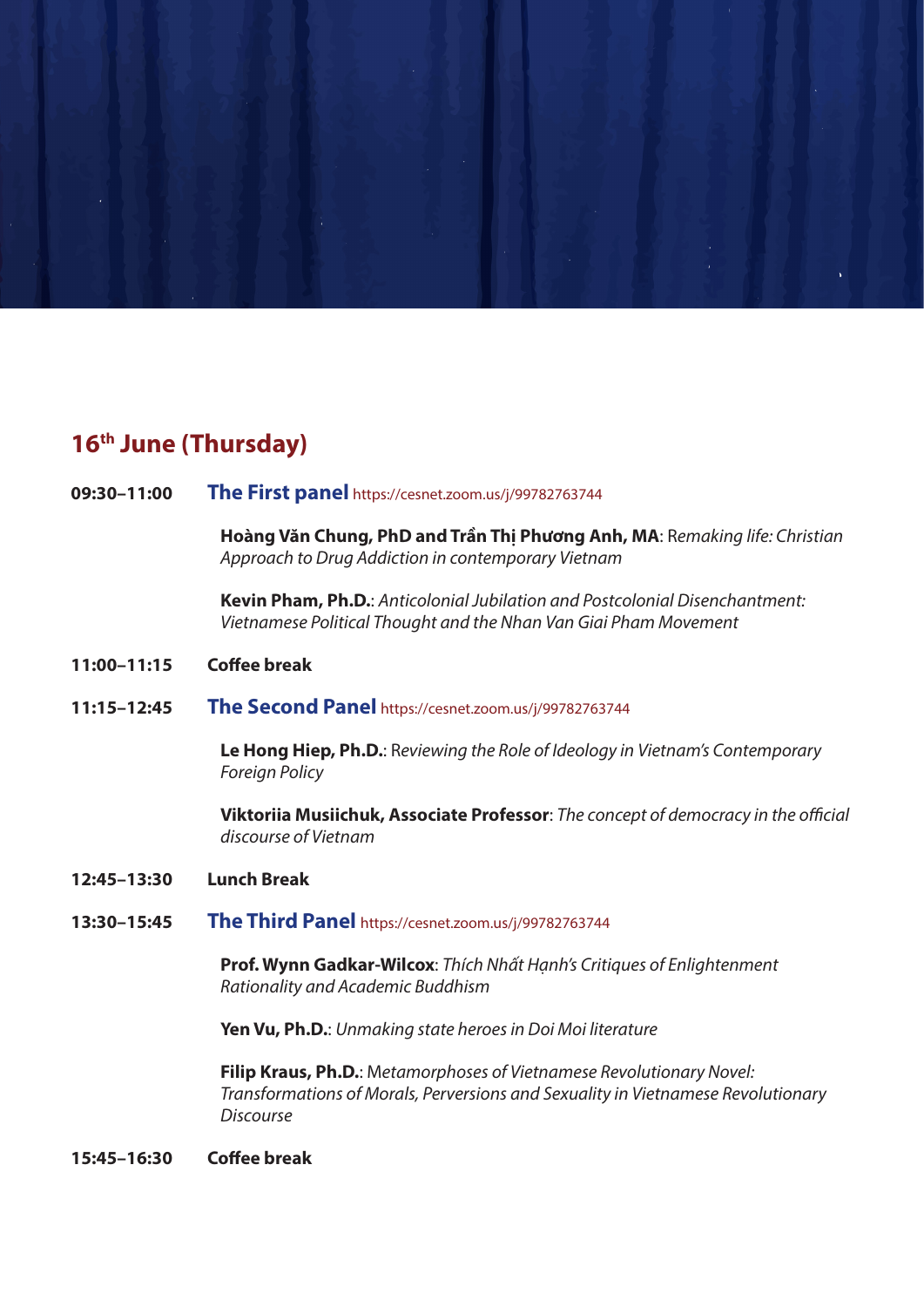## 16th June (Thursday)

**09:30–11:00** **The First panel** https://cesnet.zoom.us/j/99782763744

**Hoàng Văn Chung, PhD and Trần Thị Phương Anh, MA**: R*emaking life: Christian Approach to Drug Addiction in contemporary Vietnam*

**Kevin Pham, Ph.D.**: *Anticolonial Jubilation and Postcolonial Disenchantment: Vietnamese Political Thought and the Nhan Van Giai Pham Movement*

**11:00–11:15** **Coffee break**

**11:15–12:45** **The Second Panel** https://cesnet.zoom.us/j/99782763744

**Le Hong Hiep, Ph.D.**: R*eviewing the Role of Ideology in Vietnam's Contemporary Foreign Policy*

**Viktoriia Musiichuk, Associate Professor**: *The concept of democracy in the official discourse of Vietnam*

**12:45–13:30** **Lunch Break**

**13:30–15:45** **The Third Panel** https://cesnet.zoom.us/j/99782763744

**Prof. Wynn Gadkar-Wilcox**: *Thích Nhất Hạnh's Critiques of Enlightenment Rationality and Academic Buddhism*

**Yen Vu, Ph.D.**: *Unmaking state heroes in Doi Moi literature*

**Filip Kraus, Ph.D.**: *Metamorphoses of Vietnamese Revolutionary Novel: Transformations of Morals, Perversions and Sexuality in Vietnamese Revolutionary Discourse*

**15:45–16:30** **Coffee break**